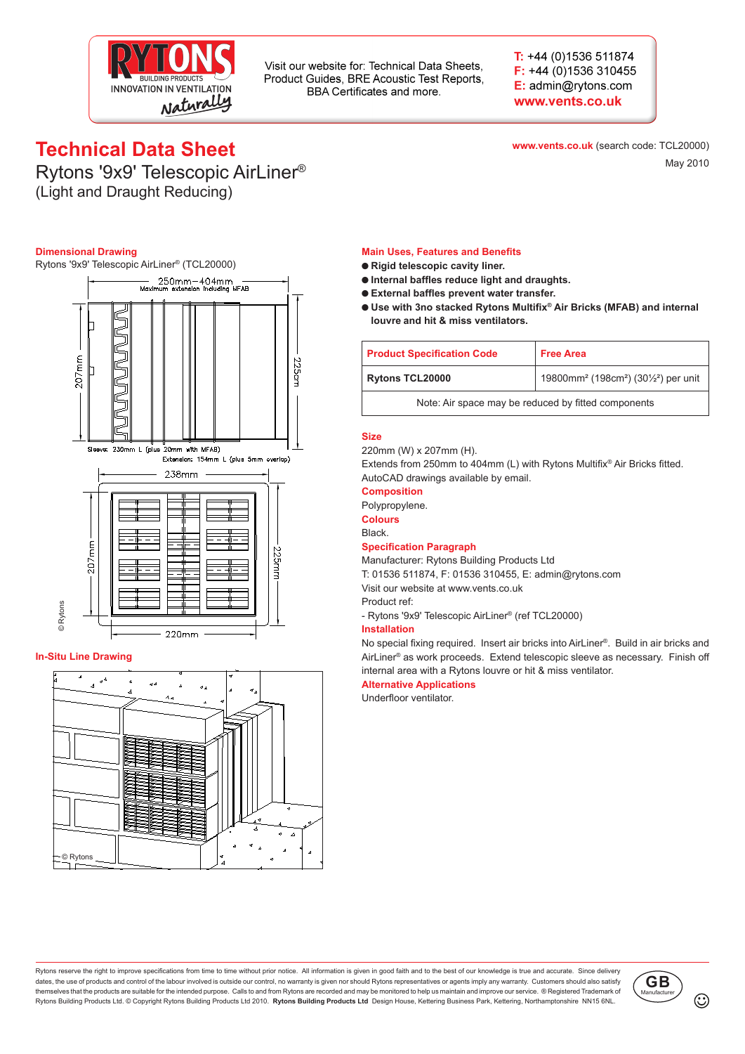RYTONS BUILDING PRODUCTS
INNOVATION IN VENTILATION
Naturally

Visit our website for: Technical Data Sheets, Product Guides, BRE Acoustic Test Reports, BBA Certificates and more.

T: +44 (0)1536 511874
F: +44 (0)1536 310455
E: admin@rytons.com
www.vents.co.uk

# Technical Data Sheet

## Rytons '9x9' Telescopic AirLiner®
(Light and Draught Reducing)

www.vents.co.uk (search code: TCL20000)

May 2010

### Dimensional Drawing

Rytons '9x9' Telescopic AirLiner® (TCL20000)

250mm–404mm Maximum extension including MFAB
207mm
225mm
Sleeve: 230mm L (plus 20mm with MFAB)
Extension: 154mm L (plus 5mm overlap)
238mm
207mm
225mm
220mm

© Rytons

### In-Situ Line Drawing

© Rytons

### Main Uses, Features and Benefits

- **Rigid telescopic cavity liner.**
- **Internal baffles reduce light and draughts.**
- **External baffles prevent water transfer.**
- **Use with 3no stacked Rytons Multifix® Air Bricks (MFAB) and internal louvre and hit & miss ventilators.**

| Product Specification Code | Free Area |
|---|---|
| Rytons TCL20000 | 19800mm² (198cm²) (30½²) per unit |
| Note: Air space may be reduced by fitted components | |

### Size

220mm (W) x 207mm (H).
Extends from 250mm to 404mm (L) with Rytons Multifix® Air Bricks fitted.
AutoCAD drawings available by email.

### Composition

Polypropylene.

### Colours

Black.

### Specification Paragraph

Manufacturer: Rytons Building Products Ltd
T: 01536 511874, F: 01536 310455, E: admin@rytons.com
Visit our website at www.vents.co.uk
Product ref:
- Rytons '9x9' Telescopic AirLiner® (ref TCL20000)

### Installation

No special fixing required. Insert air bricks into AirLiner®. Build in air bricks and AirLiner® as work proceeds. Extend telescopic sleeve as necessary. Finish off internal area with a Rytons louvre or hit & miss ventilator.

### Alternative Applications

Underfloor ventilator.

Rytons reserve the right to improve specifications from time to time without prior notice. All information is given in good faith and to the best of our knowledge is true and accurate. Since delivery dates, the use of products and control of the labour involved is outside our control, no warranty is given nor should Rytons representatives or agents imply any warranty. Customers should also satisfy themselves that the products are suitable for the intended purpose. Calls to and from Rytons are recorded and may be monitored to help us maintain and improve our service. ® Registered Trademark of Rytons Building Products Ltd. © Copyright Rytons Building Products Ltd 2010. **Rytons Building Products Ltd** Design House, Kettering Business Park, Kettering, Northamptonshire NN15 6NL.

GB Manufacturer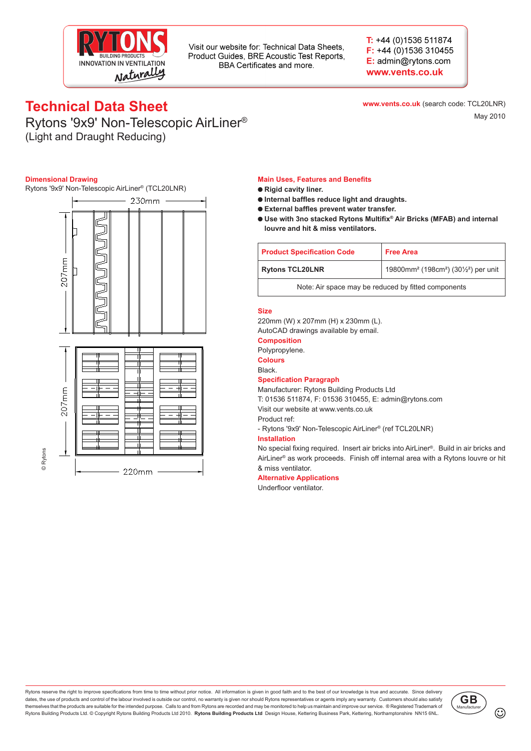Visit our website for: Technical Data Sheets, Product Guides, BRE Acoustic Test Reports, BBA Certificates and more.

T: +44 (0)1536 511874
F: +44 (0)1536 310455
E: admin@rytons.com
www.vents.co.uk

# Technical Data Sheet

## Rytons '9x9' Non-Telescopic AirLiner®

(Light and Draught Reducing)

www.vents.co.uk (search code: TCL20LNR)

May 2010

### Dimensional Drawing

Rytons '9x9' Non-Telescopic AirLiner® (TCL20LNR)

230mm

207mm

207mm

220mm

© Rytons

### Main Uses, Features and Benefits

- **Rigid cavity liner.**
- **Internal baffles reduce light and draughts.**
- **External baffles prevent water transfer.**
- **Use with 3no stacked Rytons Multifix® Air Bricks (MFAB) and internal louvre and hit & miss ventilators.**

| Product Specification Code | Free Area |
|---|---|
| Rytons TCL20LNR | 19800mm² (198cm²) (30½²) per unit |
| Note: Air space may be reduced by fitted components | |

### Size

220mm (W) x 207mm (H) x 230mm (L).
AutoCAD drawings available by email.

### Composition

Polypropylene.

### Colours

Black.

### Specification Paragraph

Manufacturer: Rytons Building Products Ltd
T: 01536 511874, F: 01536 310455, E: admin@rytons.com
Visit our website at www.vents.co.uk
Product ref:
- Rytons '9x9' Non-Telescopic AirLiner® (ref TCL20LNR)

### Installation

No special fixing required. Insert air bricks into AirLiner®. Build in air bricks and AirLiner® as work proceeds. Finish off internal area with a Rytons louvre or hit & miss ventilator.

### Alternative Applications

Underfloor ventilator.

Rytons reserve the right to improve specifications from time to time without prior notice. All information is given in good faith and to the best of our knowledge is true and accurate. Since delivery dates, the use of products and control of the labour involved is outside our control, no warranty is given nor should Rytons representatives or agents imply any warranty. Customers should also satisfy themselves that the products are suitable for the intended purpose. Calls to and from Rytons are recorded and may be monitored to help us maintain and improve our service. ® Registered Trademark of Rytons Building Products Ltd. © Copyright Rytons Building Products Ltd 2010. **Rytons Building Products Ltd** Design House, Kettering Business Park, Kettering, Northamptonshire NN15 6NL.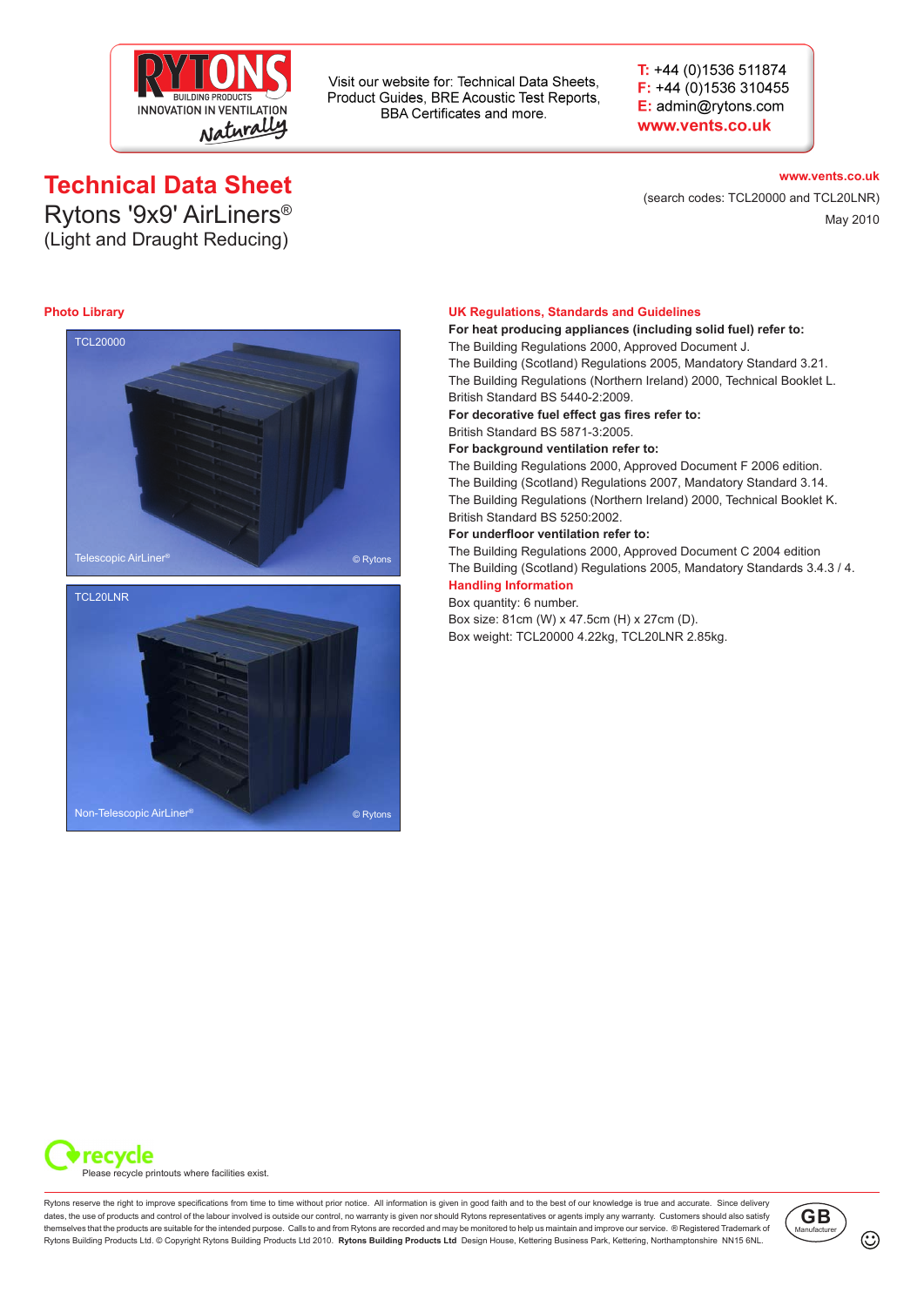RYTONS BUILDING PRODUCTS
INNOVATION IN VENTILATION
Naturally

Visit our website for: Technical Data Sheets, Product Guides, BRE Acoustic Test Reports, BBA Certificates and more.

T: +44 (0)1536 511874
F: +44 (0)1536 310455
E: admin@rytons.com
www.vents.co.uk

# Technical Data Sheet

## Rytons '9x9' AirLiners®

(Light and Draught Reducing)

www.vents.co.uk

(search codes: TCL20000 and TCL20LNR)

May 2010

### Photo Library

TCL20000

Telescopic AirLiner® © Rytons

TCL20LNR

Non-Telescopic AirLiner® © Rytons

### UK Regulations, Standards and Guidelines

**For heat producing appliances (including solid fuel) refer to:**

The Building Regulations 2000, Approved Document J.
The Building (Scotland) Regulations 2005, Mandatory Standard 3.21.
The Building Regulations (Northern Ireland) 2000, Technical Booklet L.
British Standard BS 5440-2:2009.

**For decorative fuel effect gas fires refer to:**

British Standard BS 5871-3:2005.

**For background ventilation refer to:**

The Building Regulations 2000, Approved Document F 2006 edition.
The Building (Scotland) Regulations 2007, Mandatory Standard 3.14.
The Building Regulations (Northern Ireland) 2000, Technical Booklet K.
British Standard BS 5250:2002.

**For underfloor ventilation refer to:**

The Building Regulations 2000, Approved Document C 2004 edition
The Building (Scotland) Regulations 2005, Mandatory Standards 3.4.3 / 4.

### Handling Information

Box quantity: 6 number.
Box size: 81cm (W) x 47.5cm (H) x 27cm (D).
Box weight: TCL20000 4.22kg, TCL20LNR 2.85kg.

recycle
Please recycle printouts where facilities exist.

Rytons reserve the right to improve specifications from time to time without prior notice. All information is given in good faith and to the best of our knowledge is true and accurate. Since delivery dates, the use of products and control of the labour involved is outside our control, no warranty is given nor should Rytons representatives or agents imply any warranty. Customers should also satisfy themselves that the products are suitable for the intended purpose. Calls to and from Rytons are recorded and may be monitored to help us maintain and improve our service. ® Registered Trademark of Rytons Building Products Ltd. © Copyright Rytons Building Products Ltd 2010. **Rytons Building Products Ltd** Design House, Kettering Business Park, Kettering, Northamptonshire NN15 6NL.

GB Manufacturer